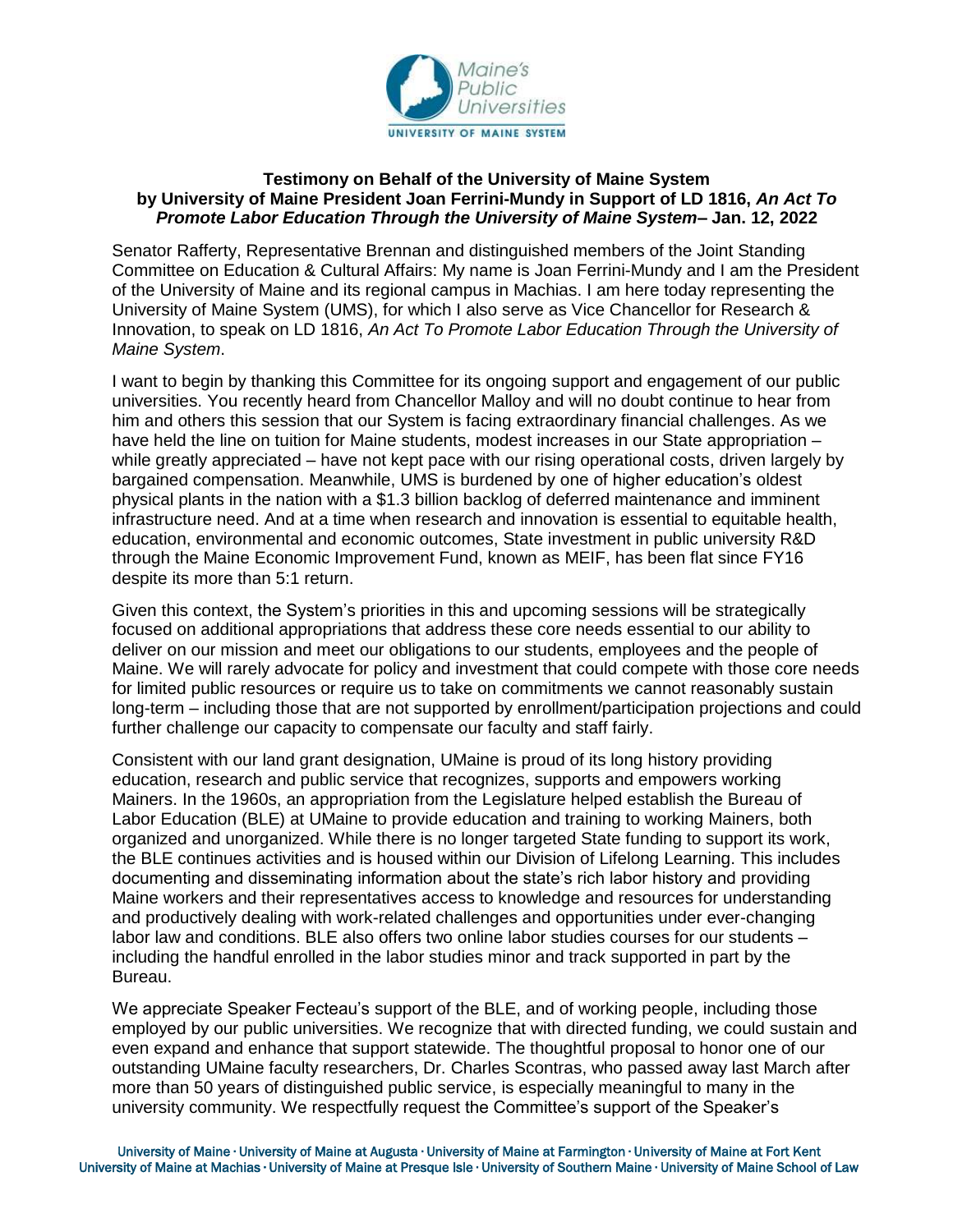**Testimony on Behalf of the University of Maine System by University of Maine President Joan Ferrini-Mundy in Support of LD 1816, *An Act To Promote Labor Education Through the University of Maine System*– Jan. 12, 2022**

Senator Rafferty, Representative Brennan and distinguished members of the Joint Standing Committee on Education & Cultural Affairs: My name is Joan Ferrini-Mundy and I am the President of the University of Maine and its regional campus in Machias. I am here today representing the University of Maine System (UMS), for which I also serve as Vice Chancellor for Research & Innovation, to speak on LD 1816, *An Act To Promote Labor Education Through the University of Maine System*.

I want to begin by thanking this Committee for its ongoing support and engagement of our public universities. You recently heard from Chancellor Malloy and will no doubt continue to hear from him and others this session that our System is facing extraordinary financial challenges. As we have held the line on tuition for Maine students, modest increases in our State appropriation – while greatly appreciated – have not kept pace with our rising operational costs, driven largely by bargained compensation. Meanwhile, UMS is burdened by one of higher education's oldest physical plants in the nation with a $1.3 billion backlog of deferred maintenance and imminent infrastructure need. And at a time when research and innovation is essential to equitable health, education, environmental and economic outcomes, State investment in public university R&D through the Maine Economic Improvement Fund, known as MEIF, has been flat since FY16 despite its more than 5:1 return.

Given this context, the System's priorities in this and upcoming sessions will be strategically focused on additional appropriations that address these core needs essential to our ability to deliver on our mission and meet our obligations to our students, employees and the people of Maine. We will rarely advocate for policy and investment that could compete with those core needs for limited public resources or require us to take on commitments we cannot reasonably sustain long-term – including those that are not supported by enrollment/participation projections and could further challenge our capacity to compensate our faculty and staff fairly.

Consistent with our land grant designation, UMaine is proud of its long history providing education, research and public service that recognizes, supports and empowers working Mainers. In the 1960s, an appropriation from the Legislature helped establish the Bureau of Labor Education (BLE) at UMaine to provide education and training to working Mainers, both organized and unorganized. While there is no longer targeted State funding to support its work, the BLE continues activities and is housed within our Division of Lifelong Learning. This includes documenting and disseminating information about the state's rich labor history and providing Maine workers and their representatives access to knowledge and resources for understanding and productively dealing with work-related challenges and opportunities under ever-changing labor law and conditions. BLE also offers two online labor studies courses for our students – including the handful enrolled in the labor studies minor and track supported in part by the Bureau.

We appreciate Speaker Fecteau's support of the BLE, and of working people, including those employed by our public universities. We recognize that with directed funding, we could sustain and even expand and enhance that support statewide. The thoughtful proposal to honor one of our outstanding UMaine faculty researchers, Dr. Charles Scontras, who passed away last March after more than 50 years of distinguished public service, is especially meaningful to many in the university community. We respectfully request the Committee's support of the Speaker's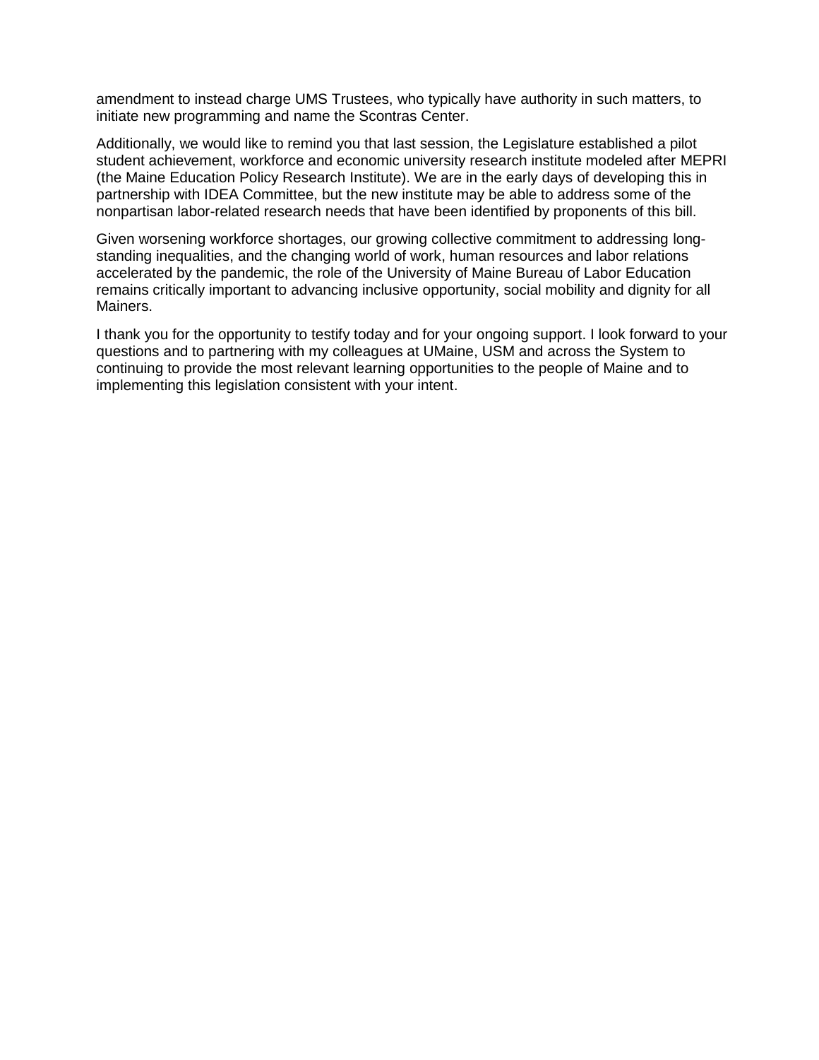amendment to instead charge UMS Trustees, who typically have authority in such matters, to initiate new programming and name the Scontras Center.

Additionally, we would like to remind you that last session, the Legislature established a pilot student achievement, workforce and economic university research institute modeled after MEPRI (the Maine Education Policy Research Institute). We are in the early days of developing this in partnership with IDEA Committee, but the new institute may be able to address some of the nonpartisan labor-related research needs that have been identified by proponents of this bill.

Given worsening workforce shortages, our growing collective commitment to addressing long-standing inequalities, and the changing world of work, human resources and labor relations accelerated by the pandemic, the role of the University of Maine Bureau of Labor Education remains critically important to advancing inclusive opportunity, social mobility and dignity for all Mainers.

I thank you for the opportunity to testify today and for your ongoing support. I look forward to your questions and to partnering with my colleagues at UMaine, USM and across the System to continuing to provide the most relevant learning opportunities to the people of Maine and to implementing this legislation consistent with your intent.